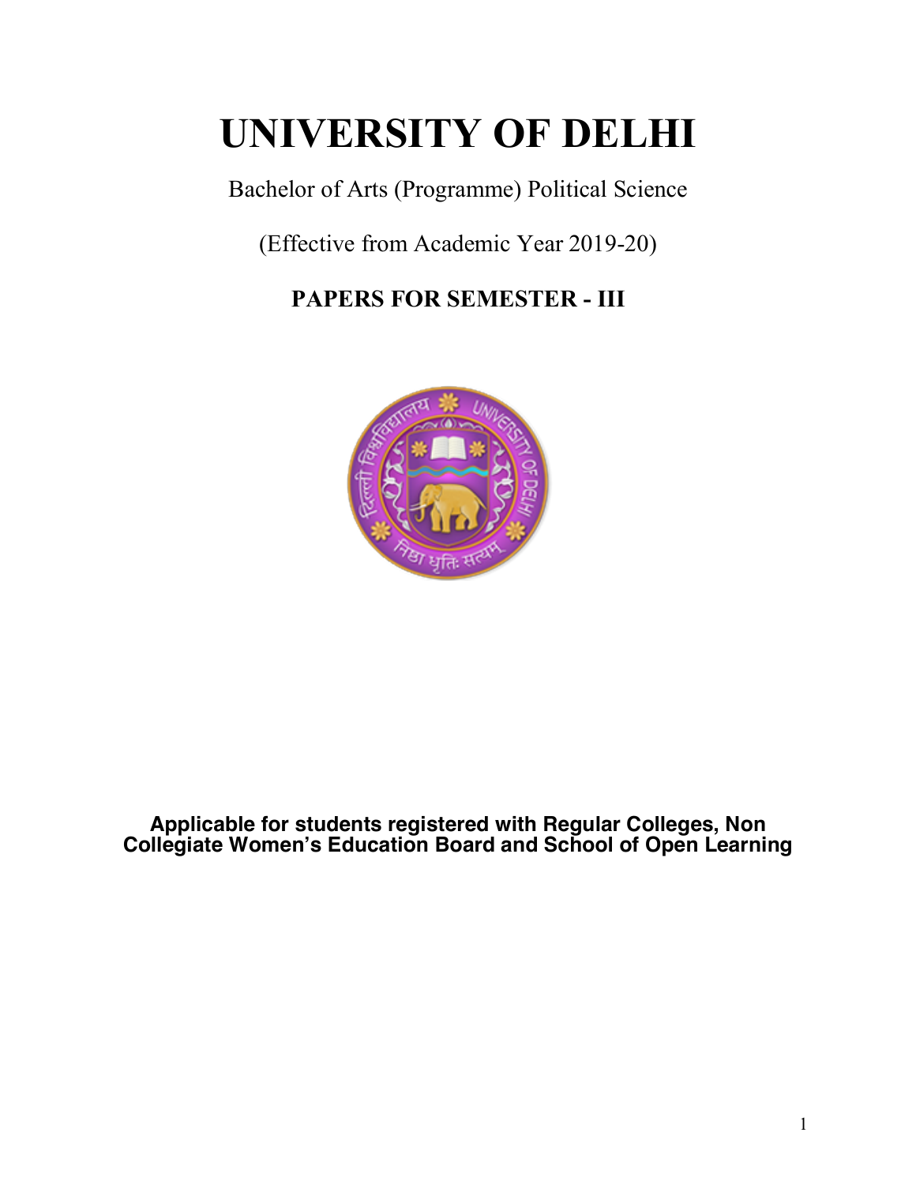# UNIVERSITY OF DELHI

Bachelor of Arts (Programme) Political Science

(Effective from Academic Year 2019-20)

## PAPERS FOR SEMESTER - III

**Applicable for students registered with Regular Colleges, Non Collegiate Women's Education Board and School of Open Learning**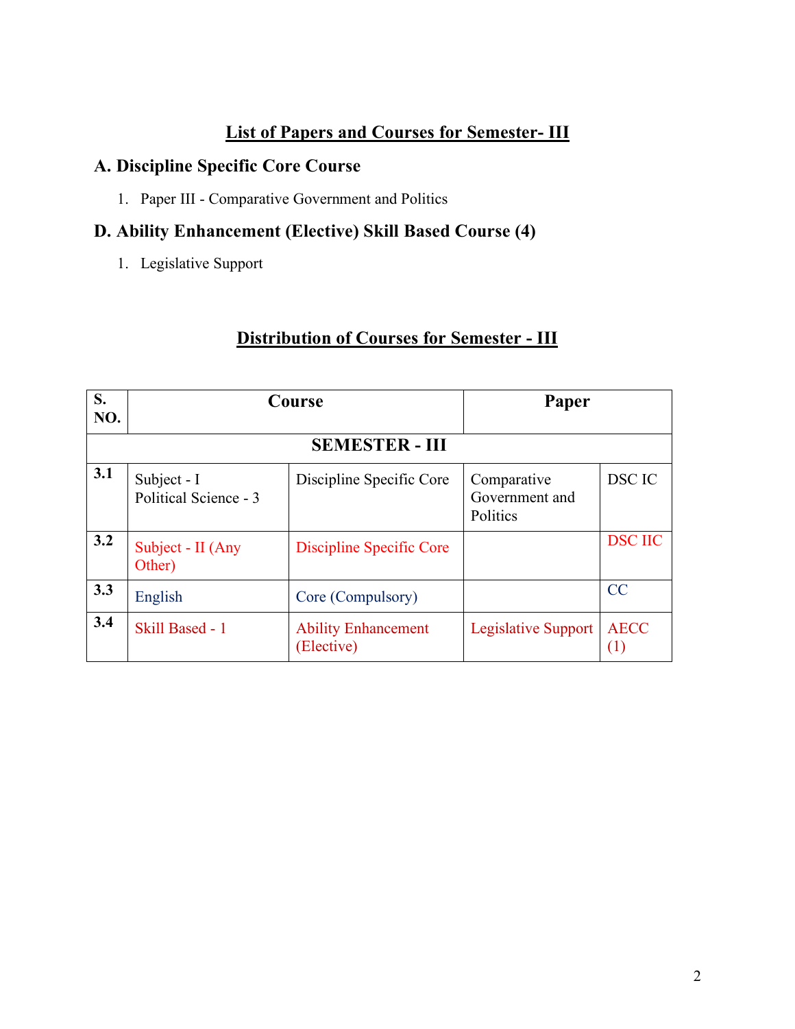## List of Papers and Courses for Semester- III

### A. Discipline Specific Core Course

1. Paper III - Comparative Government and Politics

### D. Ability Enhancement (Elective) Skill Based Course (4)

1. Legislative Support

## Distribution of Courses for Semester - III

| S. NO. | Course | | Paper | |
|---|---|---|---|---|
| **SEMESTER - III** | | | | |
| 3.1 | Subject - I Political Science - 3 | Discipline Specific Core | Comparative Government and Politics | DSC IC |
| 3.2 | Subject - II (Any Other) | Discipline Specific Core | | DSC IIC |
| 3.3 | English | Core (Compulsory) | | CC |
| 3.4 | Skill Based - 1 | Ability Enhancement (Elective) | Legislative Support | AECC (1) |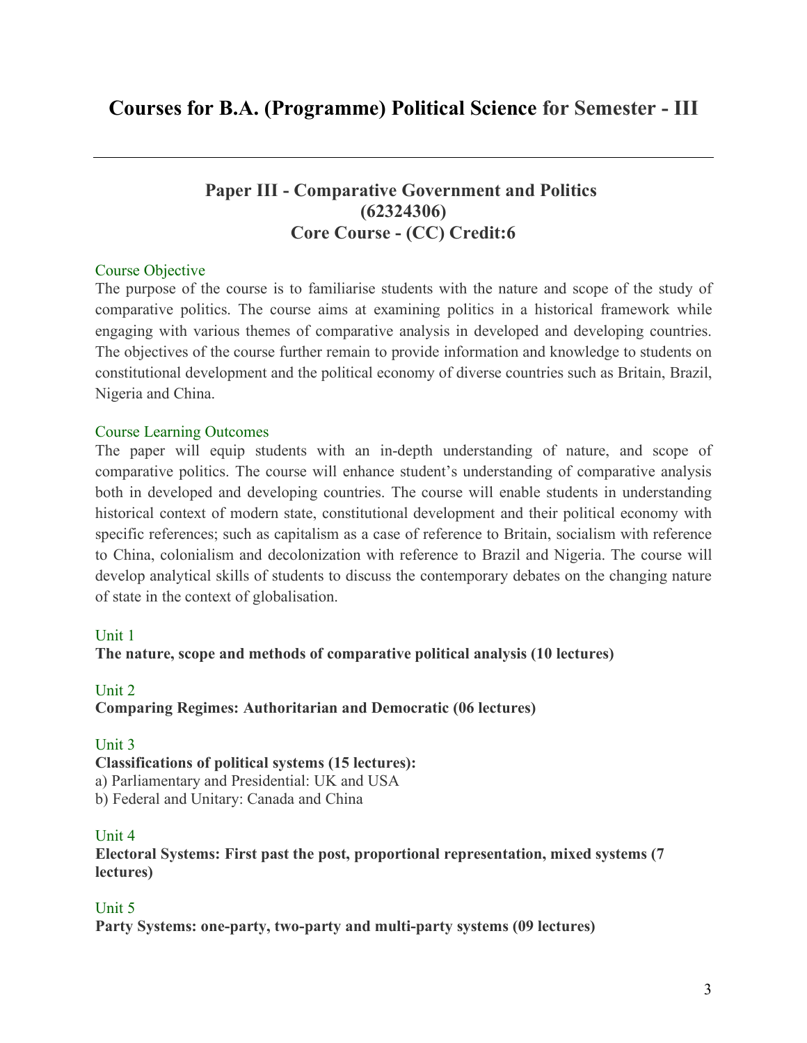# Courses for B.A. (Programme) Political Science for Semester - III

---

## Paper III - Comparative Government and Politics (62324306) Core Course - (CC) Credit:6

### Course Objective

The purpose of the course is to familiarise students with the nature and scope of the study of comparative politics. The course aims at examining politics in a historical framework while engaging with various themes of comparative analysis in developed and developing countries. The objectives of the course further remain to provide information and knowledge to students on constitutional development and the political economy of diverse countries such as Britain, Brazil, Nigeria and China.

### Course Learning Outcomes

The paper will equip students with an in-depth understanding of nature, and scope of comparative politics. The course will enhance student's understanding of comparative analysis both in developed and developing countries. The course will enable students in understanding historical context of modern state, constitutional development and their political economy with specific references; such as capitalism as a case of reference to Britain, socialism with reference to China, colonialism and decolonization with reference to Brazil and Nigeria. The course will develop analytical skills of students to discuss the contemporary debates on the changing nature of state in the context of globalisation.

### Unit 1

**The nature, scope and methods of comparative political analysis (10 lectures)**

### Unit 2

**Comparing Regimes: Authoritarian and Democratic (06 lectures)**

### Unit 3

**Classifications of political systems (15 lectures):**

a) Parliamentary and Presidential: UK and USA
b) Federal and Unitary: Canada and China

### Unit 4

**Electoral Systems: First past the post, proportional representation, mixed systems (7 lectures)**

### Unit 5

**Party Systems: one-party, two-party and multi-party systems (09 lectures)**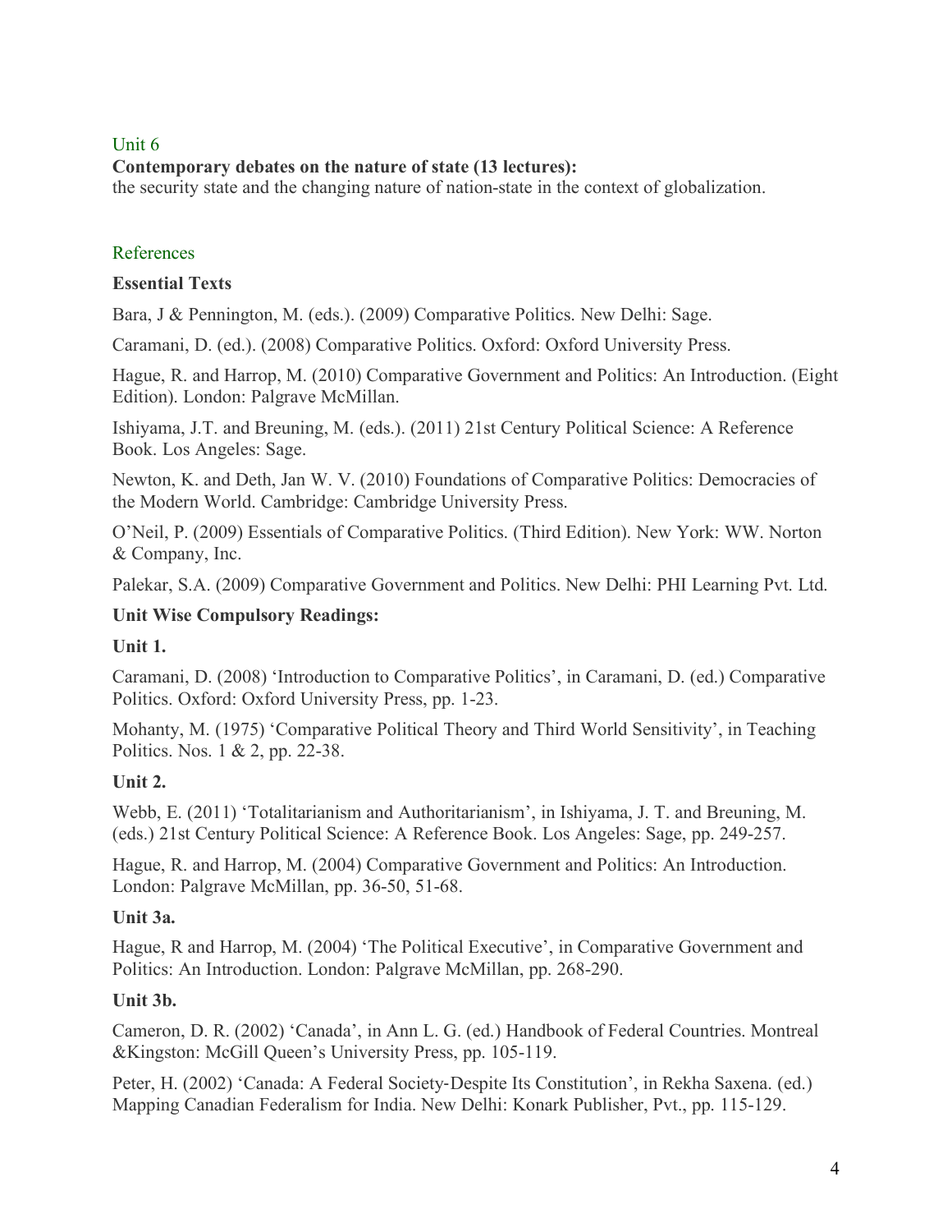## Unit 6

**Contemporary debates on the nature of state (13 lectures):**
the security state and the changing nature of nation-state in the context of globalization.

## References

**Essential Texts**

Bara, J & Pennington, M. (eds.). (2009) Comparative Politics. New Delhi: Sage.

Caramani, D. (ed.). (2008) Comparative Politics. Oxford: Oxford University Press.

Hague, R. and Harrop, M. (2010) Comparative Government and Politics: An Introduction. (Eight Edition). London: Palgrave McMillan.

Ishiyama, J.T. and Breuning, M. (eds.). (2011) 21st Century Political Science: A Reference Book. Los Angeles: Sage.

Newton, K. and Deth, Jan W. V. (2010) Foundations of Comparative Politics: Democracies of the Modern World. Cambridge: Cambridge University Press.

O'Neil, P. (2009) Essentials of Comparative Politics. (Third Edition). New York: WW. Norton & Company, Inc.

Palekar, S.A. (2009) Comparative Government and Politics. New Delhi: PHI Learning Pvt. Ltd.

**Unit Wise Compulsory Readings:**

**Unit 1.**

Caramani, D. (2008) 'Introduction to Comparative Politics', in Caramani, D. (ed.) Comparative Politics. Oxford: Oxford University Press, pp. 1-23.

Mohanty, M. (1975) 'Comparative Political Theory and Third World Sensitivity', in Teaching Politics. Nos. 1 & 2, pp. 22-38.

**Unit 2.**

Webb, E. (2011) 'Totalitarianism and Authoritarianism', in Ishiyama, J. T. and Breuning, M. (eds.) 21st Century Political Science: A Reference Book. Los Angeles: Sage, pp. 249-257.

Hague, R. and Harrop, M. (2004) Comparative Government and Politics: An Introduction. London: Palgrave McMillan, pp. 36-50, 51-68.

**Unit 3a.**

Hague, R and Harrop, M. (2004) 'The Political Executive', in Comparative Government and Politics: An Introduction. London: Palgrave McMillan, pp. 268-290.

**Unit 3b.**

Cameron, D. R. (2002) 'Canada', in Ann L. G. (ed.) Handbook of Federal Countries. Montreal &Kingston: McGill Queen's University Press, pp. 105-119.

Peter, H. (2002) 'Canada: A Federal Society-Despite Its Constitution', in Rekha Saxena. (ed.) Mapping Canadian Federalism for India. New Delhi: Konark Publisher, Pvt., pp. 115-129.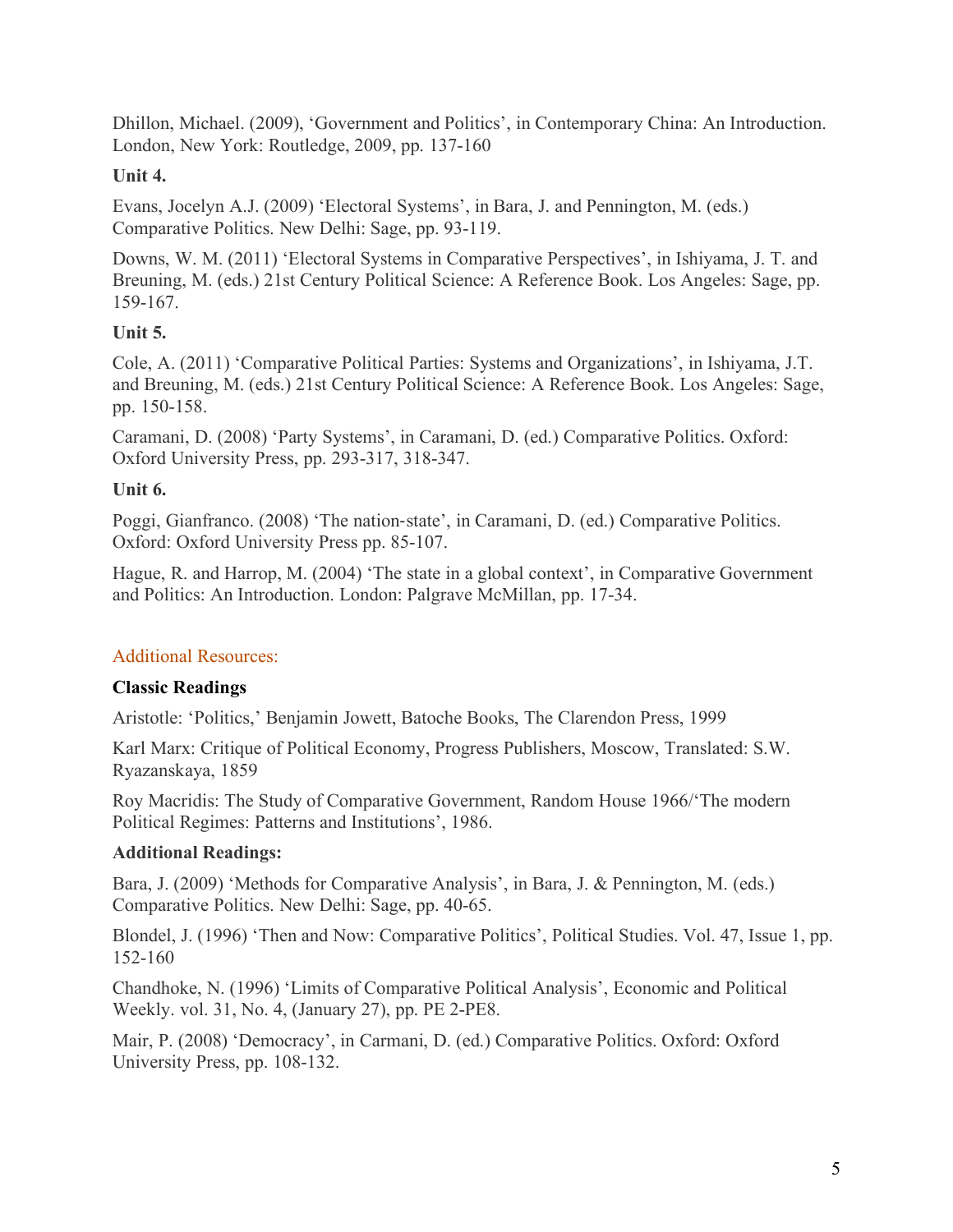Dhillon, Michael. (2009), 'Government and Politics', in Contemporary China: An Introduction. London, New York: Routledge, 2009, pp. 137-160

**Unit 4.**

Evans, Jocelyn A.J. (2009) 'Electoral Systems', in Bara, J. and Pennington, M. (eds.) Comparative Politics. New Delhi: Sage, pp. 93-119.

Downs, W. M. (2011) 'Electoral Systems in Comparative Perspectives', in Ishiyama, J. T. and Breuning, M. (eds.) 21st Century Political Science: A Reference Book. Los Angeles: Sage, pp. 159-167.

**Unit 5.**

Cole, A. (2011) 'Comparative Political Parties: Systems and Organizations', in Ishiyama, J.T. and Breuning, M. (eds.) 21st Century Political Science: A Reference Book. Los Angeles: Sage, pp. 150-158.

Caramani, D. (2008) 'Party Systems', in Caramani, D. (ed.) Comparative Politics. Oxford: Oxford University Press, pp. 293-317, 318-347.

**Unit 6.**

Poggi, Gianfranco. (2008) 'The nation-state', in Caramani, D. (ed.) Comparative Politics. Oxford: Oxford University Press pp. 85-107.

Hague, R. and Harrop, M. (2004) 'The state in a global context', in Comparative Government and Politics: An Introduction. London: Palgrave McMillan, pp. 17-34.

## Additional Resources:

**Classic Readings**

Aristotle: 'Politics,' Benjamin Jowett, Batoche Books, The Clarendon Press, 1999

Karl Marx: Critique of Political Economy, Progress Publishers, Moscow, Translated: S.W. Ryazanskaya, 1859

Roy Macridis: The Study of Comparative Government, Random House 1966/'The modern Political Regimes: Patterns and Institutions', 1986.

**Additional Readings:**

Bara, J. (2009) 'Methods for Comparative Analysis', in Bara, J. & Pennington, M. (eds.) Comparative Politics. New Delhi: Sage, pp. 40-65.

Blondel, J. (1996) 'Then and Now: Comparative Politics', Political Studies. Vol. 47, Issue 1, pp. 152-160

Chandhoke, N. (1996) 'Limits of Comparative Political Analysis', Economic and Political Weekly. vol. 31, No. 4, (January 27), pp. PE 2-PE8.

Mair, P. (2008) 'Democracy', in Carmani, D. (ed.) Comparative Politics. Oxford: Oxford University Press, pp. 108-132.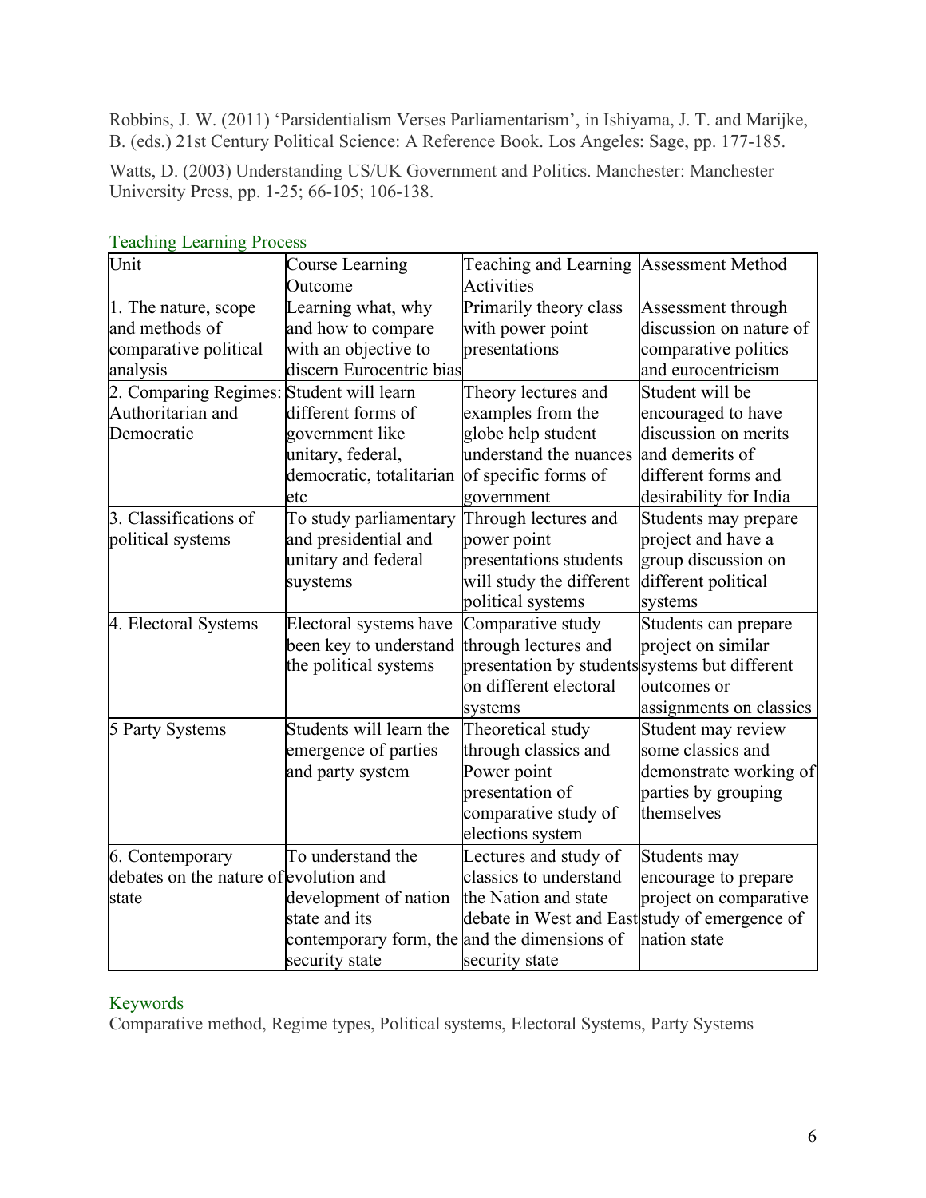Robbins, J. W. (2011) 'Parsidentialism Verses Parliamentarism', in Ishiyama, J. T. and Marijke, B. (eds.) 21st Century Political Science: A Reference Book. Los Angeles: Sage, pp. 177-185.

Watts, D. (2003) Understanding US/UK Government and Politics. Manchester: Manchester University Press, pp. 1-25; 66-105; 106-138.

## Teaching Learning Process

| Unit | Course Learning Outcome | Teaching and Learning Activities | Assessment Method |
|---|---|---|---|
| 1. The nature, scope and methods of comparative political analysis | Learning what, why and how to compare with an objective to discern Eurocentric bias | Primarily theory class with power point presentations | Assessment through discussion on nature of comparative politics and eurocentricism |
| 2. Comparing Regimes: Authoritarian and Democratic | Student will learn different forms of government like unitary, federal, democratic, totalitarian etc | Theory lectures and examples from the globe help student understand the nuances of specific forms of government | Student will be encouraged to have discussion on merits and demerits of different forms and desirability for India |
| 3. Classifications of political systems | To study parliamentary and presidential and unitary and federal suystems | Through lectures and power point presentations students will study the different political systems | Students may prepare project and have a group discussion on different political systems |
| 4. Electoral Systems | Electoral systems have been key to understand the political systems | Comparative study through lectures and presentation by students on different electoral systems | Students can prepare project on similar systems but different outcomes or assignments on classics |
| 5 Party Systems | Students will learn the emergence of parties and party system | Theoretical study through classics and Power point presentation of comparative study of elections system | Student may review some classics and demonstrate working of parties by grouping themselves |
| 6. Contemporary debates on the nature of state | To understand the evolution and development of nation state and its contemporary form, the security state | Lectures and study of classics to understand the Nation and state debate in West and East and the dimensions of security state | Students may encourage to prepare project on comparative study of emergence of nation state |

## Keywords

Comparative method, Regime types, Political systems, Electoral Systems, Party Systems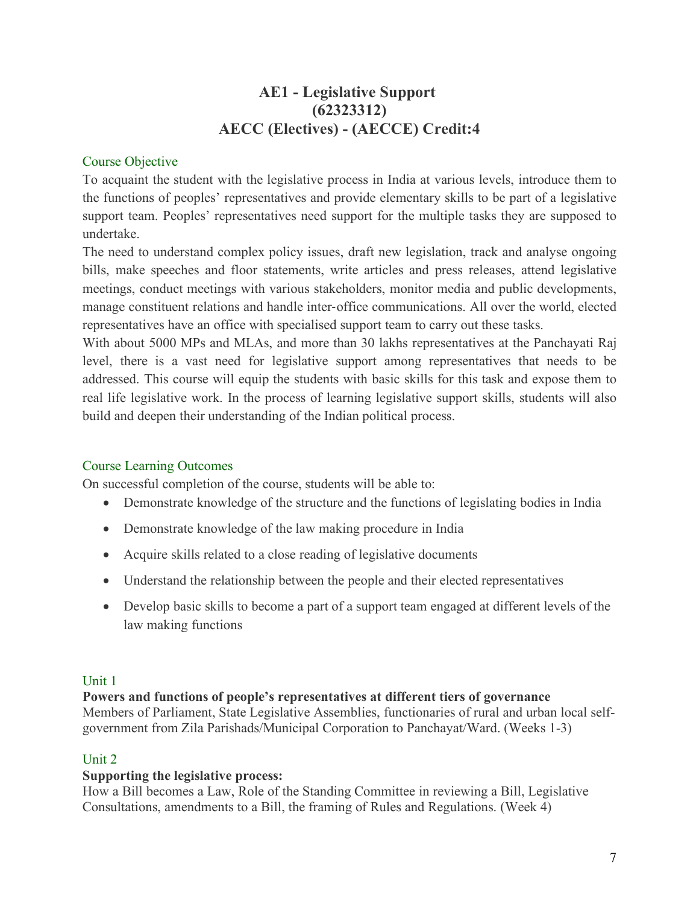# AE1 - Legislative Support (62323312) AECC (Electives) - (AECCE) Credit:4

## Course Objective

To acquaint the student with the legislative process in India at various levels, introduce them to the functions of peoples' representatives and provide elementary skills to be part of a legislative support team. Peoples' representatives need support for the multiple tasks they are supposed to undertake.

The need to understand complex policy issues, draft new legislation, track and analyse ongoing bills, make speeches and floor statements, write articles and press releases, attend legislative meetings, conduct meetings with various stakeholders, monitor media and public developments, manage constituent relations and handle inter-office communications. All over the world, elected representatives have an office with specialised support team to carry out these tasks.

With about 5000 MPs and MLAs, and more than 30 lakhs representatives at the Panchayati Raj level, there is a vast need for legislative support among representatives that needs to be addressed. This course will equip the students with basic skills for this task and expose them to real life legislative work. In the process of learning legislative support skills, students will also build and deepen their understanding of the Indian political process.

## Course Learning Outcomes

On successful completion of the course, students will be able to:

- Demonstrate knowledge of the structure and the functions of legislating bodies in India
- Demonstrate knowledge of the law making procedure in India
- Acquire skills related to a close reading of legislative documents
- Understand the relationship between the people and their elected representatives
- Develop basic skills to become a part of a support team engaged at different levels of the law making functions

## Unit 1

**Powers and functions of people's representatives at different tiers of governance**

Members of Parliament, State Legislative Assemblies, functionaries of rural and urban local self-government from Zila Parishads/Municipal Corporation to Panchayat/Ward. (Weeks 1-3)

## Unit 2

**Supporting the legislative process:**

How a Bill becomes a Law, Role of the Standing Committee in reviewing a Bill, Legislative Consultations, amendments to a Bill, the framing of Rules and Regulations. (Week 4)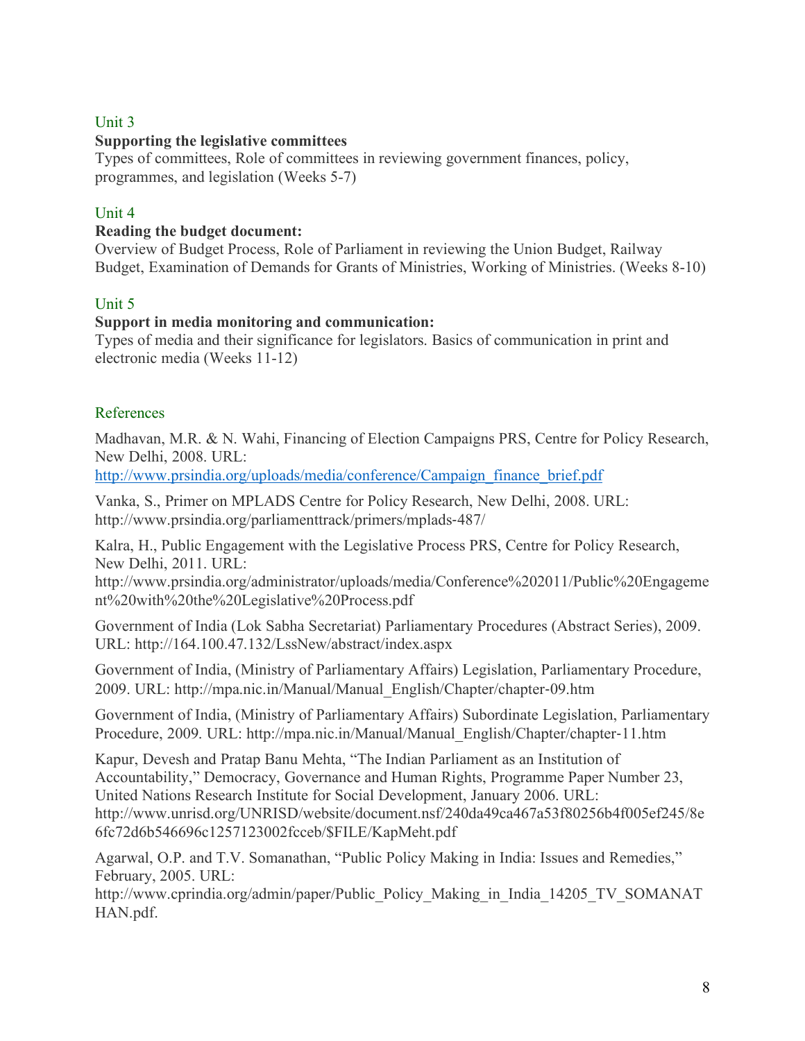## Unit 3

**Supporting the legislative committees**

Types of committees, Role of committees in reviewing government finances, policy, programmes, and legislation (Weeks 5-7)

## Unit 4

**Reading the budget document:**

Overview of Budget Process, Role of Parliament in reviewing the Union Budget, Railway Budget, Examination of Demands for Grants of Ministries, Working of Ministries. (Weeks 8-10)

## Unit 5

**Support in media monitoring and communication:**

Types of media and their significance for legislators. Basics of communication in print and electronic media (Weeks 11-12)

## References

Madhavan, M.R. & N. Wahi, Financing of Election Campaigns PRS, Centre for Policy Research, New Delhi, 2008. URL: http://www.prsindia.org/uploads/media/conference/Campaign_finance_brief.pdf

Vanka, S., Primer on MPLADS Centre for Policy Research, New Delhi, 2008. URL: http://www.prsindia.org/parliamenttrack/primers/mplads-487/

Kalra, H., Public Engagement with the Legislative Process PRS, Centre for Policy Research, New Delhi, 2011. URL: http://www.prsindia.org/administrator/uploads/media/Conference%202011/Public%20Engagement%20with%20the%20Legislative%20Process.pdf

Government of India (Lok Sabha Secretariat) Parliamentary Procedures (Abstract Series), 2009. URL: http://164.100.47.132/LssNew/abstract/index.aspx

Government of India, (Ministry of Parliamentary Affairs) Legislation, Parliamentary Procedure, 2009. URL: http://mpa.nic.in/Manual/Manual_English/Chapter/chapter-09.htm

Government of India, (Ministry of Parliamentary Affairs) Subordinate Legislation, Parliamentary Procedure, 2009. URL: http://mpa.nic.in/Manual/Manual_English/Chapter/chapter-11.htm

Kapur, Devesh and Pratap Banu Mehta, "The Indian Parliament as an Institution of Accountability," Democracy, Governance and Human Rights, Programme Paper Number 23, United Nations Research Institute for Social Development, January 2006. URL: http://www.unrisd.org/UNRISD/website/document.nsf/240da49ca467a53f80256b4f005ef245/8e6fc72d6b546696c1257123002fcceb/$FILE/KapMeht.pdf

Agarwal, O.P. and T.V. Somanathan, "Public Policy Making in India: Issues and Remedies," February, 2005. URL: http://www.cprindia.org/admin/paper/Public_Policy_Making_in_India_14205_TV_SOMANATHAN.pdf.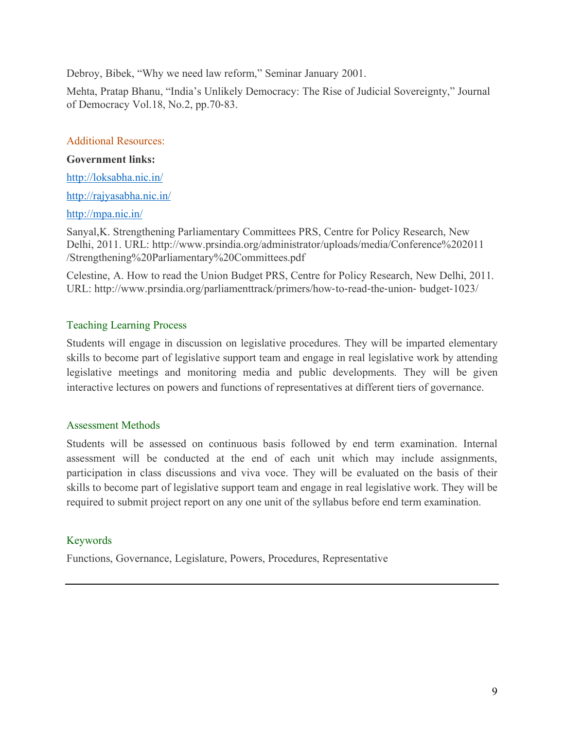Debroy, Bibek, “Why we need law reform,” Seminar January 2001.

Mehta, Pratap Bhanu, “India’s Unlikely Democracy: The Rise of Judicial Sovereignty,” Journal of Democracy Vol.18, No.2, pp.70-83.

### Additional Resources:

**Government links:**

http://loksabha.nic.in/

http://rajyasabha.nic.in/

http://mpa.nic.in/

Sanyal,K. Strengthening Parliamentary Committees PRS, Centre for Policy Research, New Delhi, 2011. URL: http://www.prsindia.org/administrator/uploads/media/Conference%202011 /Strengthening%20Parliamentary%20Committees.pdf

Celestine, A. How to read the Union Budget PRS, Centre for Policy Research, New Delhi, 2011. URL: http://www.prsindia.org/parliamenttrack/primers/how-to-read-the-union- budget-1023/

### Teaching Learning Process

Students will engage in discussion on legislative procedures. They will be imparted elementary skills to become part of legislative support team and engage in real legislative work by attending legislative meetings and monitoring media and public developments. They will be given interactive lectures on powers and functions of representatives at different tiers of governance.

### Assessment Methods

Students will be assessed on continuous basis followed by end term examination. Internal assessment will be conducted at the end of each unit which may include assignments, participation in class discussions and viva voce. They will be evaluated on the basis of their skills to become part of legislative support team and engage in real legislative work. They will be required to submit project report on any one unit of the syllabus before end term examination.

### Keywords

Functions, Governance, Legislature, Powers, Procedures, Representative